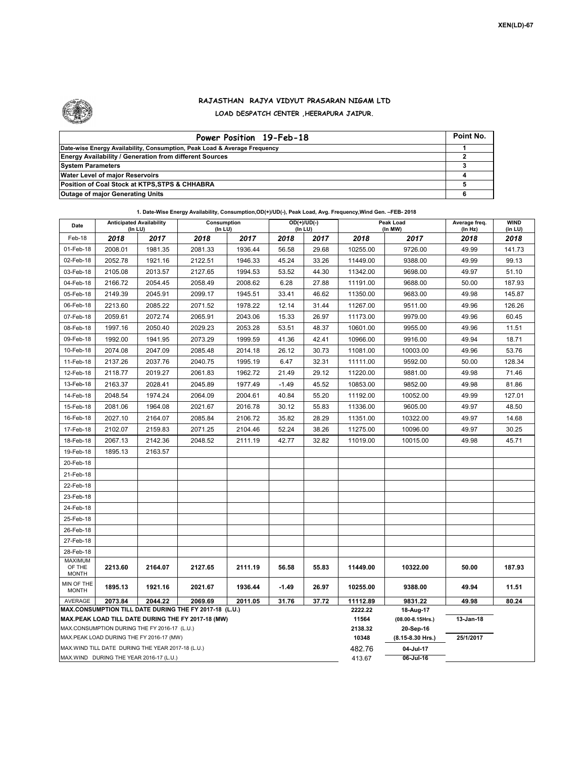XEN(LD)-67

# RAJASTHAN RAJYA VIDYUT PRASARAN NIGAM LTD

## LOAD DESPATCH CENTER ,HEERAPURA JAIPUR.

| Power Position 19-Feb-18 | Point No. |
|---|---|
| Date-wise Energy Availability, Consumption, Peak Load & Average Frequency | 1 |
| Energy Availability / Generation from different Sources | 2 |
| System Parameters | 3 |
| Water Level of major Reservoirs | 4 |
| Position of Coal Stock at KTPS,STPS & CHHABRA | 5 |
| Outage of major Generating Units | 6 |

**1. Date-Wise Energy Availability, Consumption,OD(+)/UD(-), Peak Load, Avg. Frequency,Wind Gen. –FEB- 2018**

| Date | Anticipated Availability (In LU) | | Consumption (In LU) | | OD(+)/UD(-) (In LU) | | Peak Load (In MW) | | Average freq. (In Hz) | WIND (in LU) |
|---|---|---|---|---|---|---|---|---|---|---|
| Feb-18 | 2018 | 2017 | 2018 | 2017 | 2018 | 2017 | 2018 | 2017 | 2018 | 2018 |
| 01-Feb-18 | 2008.01 | 1981.35 | 2081.33 | 1936.44 | 56.58 | 29.68 | 10255.00 | 9726.00 | 49.99 | 141.73 |
| 02-Feb-18 | 2052.78 | 1921.16 | 2122.51 | 1946.33 | 45.24 | 33.26 | 11449.00 | 9388.00 | 49.99 | 99.13 |
| 03-Feb-18 | 2105.08 | 2013.57 | 2127.65 | 1994.53 | 53.52 | 44.30 | 11342.00 | 9698.00 | 49.97 | 51.10 |
| 04-Feb-18 | 2166.72 | 2054.45 | 2058.49 | 2008.62 | 6.28 | 27.88 | 11191.00 | 9688.00 | 50.00 | 187.93 |
| 05-Feb-18 | 2149.39 | 2045.91 | 2099.17 | 1945.51 | 33.41 | 46.62 | 11350.00 | 9683.00 | 49.98 | 145.87 |
| 06-Feb-18 | 2213.60 | 2085.22 | 2071.52 | 1978.22 | 12.14 | 31.44 | 11267.00 | 9511.00 | 49.96 | 126.26 |
| 07-Feb-18 | 2059.61 | 2072.74 | 2065.91 | 2043.06 | 15.33 | 26.97 | 11173.00 | 9979.00 | 49.96 | 60.45 |
| 08-Feb-18 | 1997.16 | 2050.40 | 2029.23 | 2053.28 | 53.51 | 48.37 | 10601.00 | 9955.00 | 49.96 | 11.51 |
| 09-Feb-18 | 1992.00 | 1941.95 | 2073.29 | 1999.59 | 41.36 | 42.41 | 10966.00 | 9916.00 | 49.94 | 18.71 |
| 10-Feb-18 | 2074.08 | 2047.09 | 2085.48 | 2014.18 | 26.12 | 30.73 | 11081.00 | 10003.00 | 49.96 | 53.76 |
| 11-Feb-18 | 2137.26 | 2037.76 | 2040.75 | 1995.19 | 6.47 | 32.31 | 11111.00 | 9592.00 | 50.00 | 128.34 |
| 12-Feb-18 | 2118.77 | 2019.27 | 2061.83 | 1962.72 | 21.49 | 29.12 | 11220.00 | 9881.00 | 49.98 | 71.46 |
| 13-Feb-18 | 2163.37 | 2028.41 | 2045.89 | 1977.49 | -1.49 | 45.52 | 10853.00 | 9852.00 | 49.98 | 81.86 |
| 14-Feb-18 | 2048.54 | 1974.24 | 2064.09 | 2004.61 | 40.84 | 55.20 | 11192.00 | 10052.00 | 49.99 | 127.01 |
| 15-Feb-18 | 2081.06 | 1964.08 | 2021.67 | 2016.78 | 30.12 | 55.83 | 11336.00 | 9605.00 | 49.97 | 48.50 |
| 16-Feb-18 | 2027.10 | 2164.07 | 2085.84 | 2106.72 | 35.82 | 28.29 | 11351.00 | 10322.00 | 49.97 | 14.68 |
| 17-Feb-18 | 2102.07 | 2159.83 | 2071.25 | 2104.46 | 52.24 | 38.26 | 11275.00 | 10096.00 | 49.97 | 30.25 |
| 18-Feb-18 | 2067.13 | 2142.36 | 2048.52 | 2111.19 | 42.77 | 32.82 | 11019.00 | 10015.00 | 49.98 | 45.71 |
| 19-Feb-18 | 1895.13 | 2163.57 | | | | | | | | |
| 20-Feb-18 | | | | | | | | | | |
| 21-Feb-18 | | | | | | | | | | |
| 22-Feb-18 | | | | | | | | | | |
| 23-Feb-18 | | | | | | | | | | |
| 24-Feb-18 | | | | | | | | | | |
| 25-Feb-18 | | | | | | | | | | |
| 26-Feb-18 | | | | | | | | | | |
| 27-Feb-18 | | | | | | | | | | |
| 28-Feb-18 | | | | | | | | | | |
| MAXIMUM OF THE MONTH | 2213.60 | 2164.07 | 2127.65 | 2111.19 | 56.58 | 55.83 | 11449.00 | 10322.00 | 50.00 | 187.93 |
| MIN OF THE MONTH | 1895.13 | 1921.16 | 2021.67 | 1936.44 | -1.49 | 26.97 | 10255.00 | 9388.00 | 49.94 | 11.51 |
| AVERAGE | 2073.84 | 2044.22 | 2069.69 | 2011.05 | 31.76 | 37.72 | 11112.89 | 9831.22 | 49.98 | 80.24 |
| MAX.CONSUMPTION TILL DATE DURING THE FY 2017-18 (L.U.) | | | | | | | 2222.22 | 18-Aug-17 | | |
| MAX.PEAK LOAD TILL DATE DURING THE FY 2017-18 (MW) | | | | | | | 11564 | (08.00-8.15Hrs.) | 13-Jan-18 | |
| MAX.CONSUMPTION DURING THE FY 2016-17 (L.U.) | | | | | | | 2138.32 | 20-Sep-16 | | |
| MAX.PEAK LOAD DURING THE FY 2016-17 (MW) | | | | | | | 10348 | (8.15-8.30 Hrs.) | 25/1/2017 | |
| MAX.WIND TILL DATE DURING THE YEAR 2017-18 (L.U.) | | | | | | | 482.76 | 04-Jul-17 | | |
| MAX.WIND DURING THE YEAR 2016-17 (L.U.) | | | | | | | 413.67 | 06-Jul-16 | | |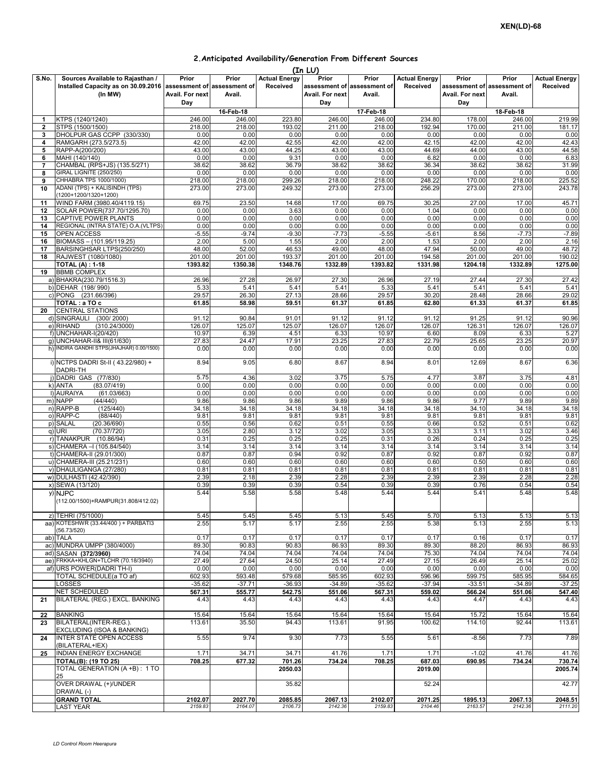XEN(LD)-68

## 2.Anticipated Availability/Generation From Different Sources

(In LU)

| S.No. | Sources Available to Rajasthan / Installed Capacity as on 30.09.2016 (In MW) | Prior assessment of Avail. For next Day | Prior assessment of Avail. | Actual Energy Received | Prior assessment of Avail. For next Day | Prior assessment of Avail. | Actual Energy Received | Prior assessment of Avail. For next Day | Prior assessment of Avail. | Actual Energy Received |
|---|---|---|---|---|---|---|---|---|---|---|
| | | 16-Feb-18 | | | 17-Feb-18 | | | 18-Feb-18 | | |
| 1 | KTPS (1240/1240) | 246.00 | 246.00 | 223.80 | 246.00 | 246.00 | 234.80 | 178.00 | 246.00 | 219.99 |
| 2 | STPS (1500/1500) | 218.00 | 218.00 | 193.02 | 211.00 | 218.00 | 192.94 | 170.00 | 211.00 | 181.17 |
| 3 | DHOLPUR GAS CCPP (330/330) | 0.00 | 0.00 | 0.00 | 0.00 | 0.00 | 0.00 | 0.00 | 0.00 | 0.00 |
| 4 | RAMGARH (273.5/273.5) | 42.00 | 42.00 | 42.55 | 42.00 | 42.00 | 42.15 | 42.00 | 42.00 | 42.43 |
| 5 | RAPP-A(200/200) | 43.00 | 43.00 | 44.25 | 43.00 | 43.00 | 44.69 | 44.00 | 43.00 | 44.58 |
| 6 | MAHI (140/140) | 0.00 | 0.00 | 9.31 | 0.00 | 0.00 | 6.82 | 0.00 | 0.00 | 6.83 |
| 7 | CHAMBAL (RPS+JS) (135.5/271) | 38.62 | 38.62 | 36.79 | 38.62 | 38.62 | 36.34 | 38.62 | 38.62 | 31.99 |
| 8 | GIRAL LIGNITE (250/250) | 0.00 | 0.00 | 0.00 | 0.00 | 0.00 | 0.00 | 0.00 | 0.00 | 0.00 |
| 9 | CHHABRA TPS 1000/1000) | 218.00 | 218.00 | 299.26 | 218.00 | 218.00 | 248.22 | 170.00 | 218.00 | 225.52 |
| 10 | ADANI (TPS) + KALISINDH (TPS) (1200+1200/1320+1200) | 273.00 | 273.00 | 249.32 | 273.00 | 273.00 | 256.29 | 273.00 | 273.00 | 243.78 |
| 11 | WIND FARM (3980.40/4119.15) | 69.75 | 23.50 | 14.68 | 17.00 | 69.75 | 30.25 | 27.00 | 17.00 | 45.71 |
| 12 | SOLAR POWER(737.70/1295.70) | 0.00 | 0.00 | 3.63 | 0.00 | 0.00 | 1.04 | 0.00 | 0.00 | 0.00 |
| 13 | CAPTIVE POWER PLANTS | 0.00 | 0.00 | 0.00 | 0.00 | 0.00 | 0.00 | 0.00 | 0.00 | 0.00 |
| 14 | REGIONAL (INTRA STATE) O.A.(VLTPS) | 0.00 | 0.00 | 0.00 | 0.00 | 0.00 | 0.00 | 0.00 | 0.00 | 0.00 |
| 15 | OPEN ACCESS | -5.55 | -9.74 | -9.30 | -7.73 | -5.55 | -5.61 | 8.56 | -7.73 | -7.89 |
| 16 | BIOMASS – (101.95/119.25) | 2.00 | 5.00 | 1.55 | 2.00 | 2.00 | 1.53 | 2.00 | 2.00 | 2.16 |
| 17 | BARSINGHSAR LTPS(250/250) | 48.00 | 52.00 | 46.53 | 49.00 | 48.00 | 47.94 | 50.00 | 49.00 | 48.72 |
| 18 | RAJWEST (1080/1080) | 201.00 | 201.00 | 193.37 | 201.00 | 201.00 | 194.58 | 201.00 | 201.00 | 190.02 |
| | **TOTAL (A) : 1-18** | **1393.82** | **1350.38** | **1348.76** | **1332.89** | **1393.82** | **1331.98** | **1204.18** | **1332.89** | **1275.00** |
| 19 | BBMB COMPLEX | | | | | | | | | |
| | a) BHAKRA(230.79/1516.3) | 26.96 | 27.28 | 26.97 | 27.30 | 26.96 | 27.19 | 27.44 | 27.30 | 27.42 |
| | b) DEHAR (198/ 990) | 5.33 | 5.41 | 5.41 | 5.41 | 5.33 | 5.41 | 5.41 | 5.41 | 5.41 |
| | c) PONG (231.66/396) | 29.57 | 26.30 | 27.13 | 28.66 | 29.57 | 30.20 | 28.48 | 28.66 | 29.02 |
| | **TOTAL : a TO c** | **61.85** | **58.98** | **59.51** | **61.37** | **61.85** | **62.80** | **61.33** | **61.37** | **61.85** |
| 20 | CENTRAL STATIONS | | | | | | | | | |
| | d) SINGRAULI (300/ 2000) | 91.12 | 90.84 | 91.01 | 91.12 | 91.12 | 91.12 | 91.25 | 91.12 | 90.96 |
| | e) RIHAND (310.24/3000) | 126.07 | 125.07 | 125.07 | 126.07 | 126.07 | 126.07 | 126.31 | 126.07 | 126.07 |
| | f) UNCHAHAR-I(20/420) | 10.97 | 6.39 | 4.51 | 6.33 | 10.97 | 6.60 | 8.09 | 6.33 | 5.27 |
| | g) UNCHAHAR-II& III(61/630) | 27.83 | 24.47 | 17.91 | 23.25 | 27.83 | 22.79 | 25.65 | 23.25 | 20.97 |
| | h) INDIRA GANDHI STPS(JHAJHAR) 0.00/1500) | 0.00 | 0.00 | 0.00 | 0.00 | 0.00 | 0.00 | 0.00 | 0.00 | 0.00 |
| | i) NCTPS DADRI St-II ( 43.22/980) + DADRI-TH | 8.94 | 9.05 | 6.80 | 8.67 | 8.94 | 8.01 | 12.69 | 8.67 | 6.36 |
| | j) DADRI GAS (77/830) | 5.75 | 4.36 | 3.02 | 3.75 | 5.75 | 4.77 | 3.87 | 3.75 | 4.81 |
| | k) ANTA (83.07/419) | 0.00 | 0.00 | 0.00 | 0.00 | 0.00 | 0.00 | 0.00 | 0.00 | 0.00 |
| | l) AURAIYA (61.03/663) | 0.00 | 0.00 | 0.00 | 0.00 | 0.00 | 0.00 | 0.00 | 0.00 | 0.00 |
| | m) NAPP (44/440) | 9.86 | 9.86 | 9.86 | 9.89 | 9.86 | 9.86 | 9.77 | 9.89 | 9.89 |
| | n) RAPP-B (125/440) | 34.18 | 34.18 | 34.18 | 34.18 | 34.18 | 34.18 | 34.10 | 34.18 | 34.18 |
| | o) RAPP-C (88/440) | 9.81 | 9.81 | 9.81 | 9.81 | 9.81 | 9.81 | 9.81 | 9.81 | 9.81 |
| | p) SALAL (20.36/690) | 0.55 | 0.56 | 0.62 | 0.51 | 0.55 | 0.66 | 0.52 | 0.51 | 0.62 |
| | q) URI (70.37/720) | 3.05 | 2.80 | 3.12 | 3.02 | 3.05 | 3.33 | 3.11 | 3.02 | 3.46 |
| | r) TANAKPUR (10.86/94) | 0.31 | 0.25 | 0.25 | 0.25 | 0.31 | 0.26 | 0.24 | 0.25 | 0.25 |
| | s) CHAMERA –I (105.84/540) | 3.14 | 3.14 | 3.14 | 3.14 | 3.14 | 3.14 | 3.14 | 3.14 | 3.14 |
| | t) CHAMERA-II (29.01/300) | 0.87 | 0.87 | 0.94 | 0.92 | 0.87 | 0.92 | 0.87 | 0.92 | 0.87 |
| | u) CHAMERA-III (25.21/231) | 0.60 | 0.60 | 0.60 | 0.60 | 0.60 | 0.60 | 0.50 | 0.60 | 0.60 |
| | v) DHAULIGANGA (27/280) | 0.81 | 0.81 | 0.81 | 0.81 | 0.81 | 0.81 | 0.81 | 0.81 | 0.81 |
| | w) DULHASTI (42.42/390) | 2.39 | 2.18 | 2.39 | 2.28 | 2.39 | 2.39 | 2.39 | 2.28 | 2.28 |
| | x) SEWA (13/120) | 0.39 | 0.39 | 0.39 | 0.54 | 0.39 | 0.39 | 0.76 | 0.54 | 0.54 |
| | y) NJPC (112.00/1500)+RAMPUR(31.808/412.02) | 5.44 | 5.58 | 5.58 | 5.48 | 5.44 | 5.44 | 5.41 | 5.48 | 5.48 |
| | z) TEHRI (75/1000) | 5.45 | 5.45 | 5.45 | 5.13 | 5.45 | 5.70 | 5.13 | 5.13 | 5.13 |
| | aa) KOTESHWR (33.44/400 ) + PARBATI3 (56.73/520) | 2.55 | 5.17 | 5.17 | 2.55 | 2.55 | 5.38 | 5.13 | 2.55 | 5.13 |
| | ab) TALA | 0.17 | 0.17 | 0.17 | 0.17 | 0.17 | 0.17 | 0.16 | 0.17 | 0.17 |
| | ac) MUNDRA UMPP (380/4000) | 89.30 | 90.83 | 90.83 | 86.93 | 89.30 | 89.30 | 88.20 | 86.93 | 86.93 |
| | ad) SASAN **(372/3960)** | 74.04 | 74.04 | 74.04 | 74.04 | 74.04 | 75.30 | 74.04 | 74.04 | 74.04 |
| | ae) FRKKA+KHLGN+TLCHR (70.18/3940) | 27.49 | 27.64 | 24.50 | 25.14 | 27.49 | 27.15 | 26.49 | 25.14 | 25.02 |
| | af) URS POWER(DADRI TH-I) | 0.00 | 0.00 | 0.00 | 0.00 | 0.00 | 0.00 | 0.00 | 0.00 | 0.00 |
| | TOTAL SCHEDULE(a TO af) | 602.93 | 593.48 | 579.68 | 585.95 | 602.93 | 596.96 | 599.75 | 585.95 | 584.65 |
| | LOSSES | -35.62 | -37.71 | -36.93 | -34.89 | -35.62 | -37.94 | -33.51 | -34.89 | -37.25 |
| | NET SCHEDULED | **567.31** | **555.77** | **542.75** | **551.06** | **567.31** | **559.02** | **566.24** | **551.06** | **547.40** |
| 21 | BILATERAL (REG.) EXCL. BANKING | 4.43 | 4.43 | 4.43 | 4.43 | 4.43 | 4.43 | 4.47 | 4.43 | 4.43 |
| 22 | BANKING | 15.64 | 15.64 | 15.64 | 15.64 | 15.64 | 15.64 | 15.72 | 15.64 | 15.64 |
| 23 | BILATERAL(INTER-REG.). EXCLUDING (ISOA & BANKING) | 113.61 | 35.50 | 94.43 | 113.61 | 91.95 | 100.62 | 114.10 | 92.44 | 113.61 |
| 24 | INTER STATE OPEN ACCESS (BILATERAL+IEX) | 5.55 | 9.74 | 9.30 | 7.73 | 5.55 | 5.61 | -8.56 | 7.73 | 7.89 |
| 25 | INDIAN ENERGY EXCHANGE | 1.71 | 34.71 | 34.71 | 41.76 | 1.71 | 1.71 | -1.02 | 41.76 | 41.76 |
| | **TOTAL(B): (19 TO 25)** | **708.25** | **677.32** | **701.26** | **734.24** | **708.25** | **687.03** | **690.95** | **734.24** | **730.74** |
| | TOTAL GENERATION (A +B) : 1 TO 25 | | | **2050.03** | | | **2019.00** | | | **2005.74** |
| | OVER DRAWAL (+)/UNDER DRAWAL (-) | | | 35.82 | | | 52.24 | | | 42.77 |
| | **GRAND TOTAL** | **2102.07** | **2027.70** | **2085.85** | **2067.13** | **2102.07** | **2071.25** | **1895.13** | **2067.13** | **2048.51** |
| | LAST YEAR | *2159.83* | *2164.07* | *2106.73* | *2142.36* | *2159.83* | *2104.46* | *2163.57* | *2142.36* | *2111.20* |

*LD Control Room Heerapura*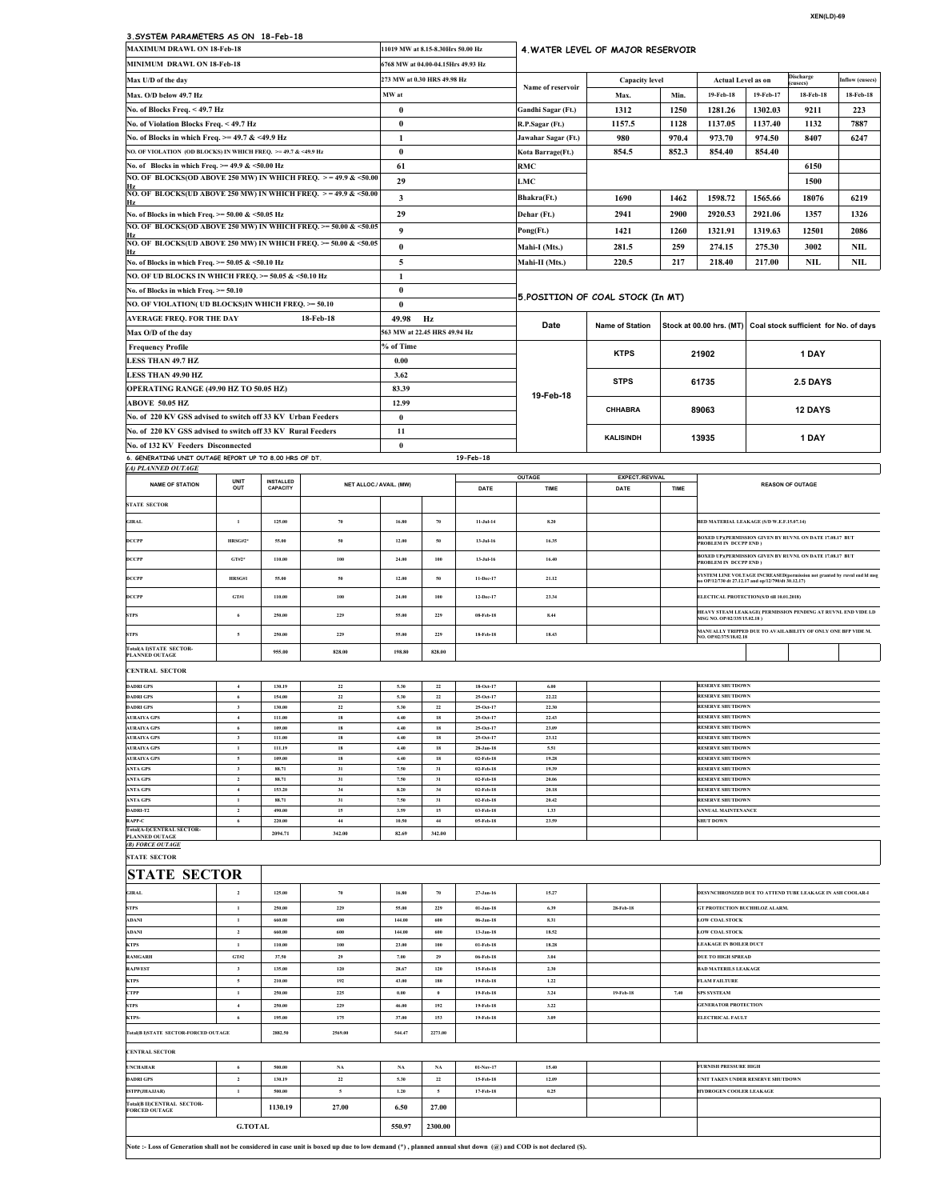XEN(LD)-69

## 3.SYSTEM PARAMETERS AS ON 18-Feb-18

| | |
|---|---|
| MAXIMUM DRAWL ON 18-Feb-18 | 11019 MW at 8.15-8.30Hrs 50.00 Hz |
| MINIMUM DRAWL ON 18-Feb-18 | 6768 MW at 04.00-04.15Hrs 49.93 Hz |
| Max U/D of the day | 273 MW at 0.30 HRS 49.98 Hz |
| Max. O/D below 49.7 Hz | MW at |
| No. of Blocks Freq. < 49.7 Hz | 0 |
| No. of Violation Blocks Freq. < 49.7 Hz | 0 |
| No. of Blocks in which Freq. >= 49.7 & <49.9 Hz | 1 |
| NO. OF VIOLATION (OD BLOCKS) IN WHICH FREQ. >= 49.7 & <49.9 Hz | 0 |
| No. of Blocks in which Freq. >= 49.9 & <50.00 Hz | 61 |
| NO. OF BLOCKS(OD ABOVE 250 MW) IN WHICH FREQ. > = 49.9 & <50.00 Hz | 29 |
| NO. OF BLOCKS(UD ABOVE 250 MW) IN WHICH FREQ. > = 49.9 & <50.00 Hz | 3 |
| No. of Blocks in which Freq. >= 50.00 & <50.05 Hz | 29 |
| NO. OF BLOCKS(OD ABOVE 250 MW) IN WHICH FREQ. >= 50.00 & <50.05 Hz | 9 |
| NO. OF BLOCKS(UD ABOVE 250 MW) IN WHICH FREQ. >= 50.00 & <50.05 Hz | 0 |
| No. of Blocks in which Freq. >= 50.05 & <50.10 Hz | 5 |
| NO. OF UD BLOCKS IN WHICH FREQ. >= 50.05 & <50.10 Hz | 1 |
| No. of Blocks in which Freq. >= 50.10 | 0 |
| NO. OF VIOLATION( UD BLOCKS)IN WHICH FREQ. >= 50.10 | 0 |
| AVERAGE FREQ. FOR THE DAY 18-Feb-18 | 49.98 Hz |
| Max O/D of the day | 563 MW at 22.45 HRS 49.94 Hz |
| Frequency Profile | % of Time |
| LESS THAN 49.7 HZ | 0.00 |
| LESS THAN 49.90 HZ | 3.62 |
| OPERATING RANGE (49.90 HZ TO 50.05 HZ) | 83.39 |
| ABOVE 50.05 HZ | 12.99 |
| No. of 220 KV GSS advised to switch off 33 KV Urban Feeders | 0 |
| No. of 220 KV GSS advised to switch off 33 KV Rural Feeders | 11 |
| No. of 132 KV Feeders Disconnected | 0 |

## 4.WATER LEVEL OF MAJOR RESERVOIR

| Name of reservoir | Capacity level | | Actual Level as on | | Discharge (cusecs) | Inflow (cusecs) |
|---|---|---|---|---|---|---|
| | Max. | Min. | 19-Feb-18 | 19-Feb-17 | 18-Feb-18 | 18-Feb-18 |
| Gandhi Sagar (Ft.) | 1312 | 1250 | 1281.26 | 1302.03 | 9211 | 223 |
| R.P.Sagar (Ft.) | 1157.5 | 1128 | 1137.05 | 1137.40 | 1132 | 7887 |
| Jawahar Sagar (Ft.) | 980 | 970.4 | 973.70 | 974.50 | 8407 | 6247 |
| Kota Barrage(Ft.) | 854.5 | 852.3 | 854.40 | 854.40 | | |
| RMC | | | | | 6150 | |
| LMC | | | | | 1500 | |
| Bhakra(Ft.) | 1690 | 1462 | 1598.72 | 1565.66 | 18076 | 6219 |
| Dehar (Ft.) | 2941 | 2900 | 2920.53 | 2921.06 | 1357 | 1326 |
| Pong(Ft.) | 1421 | 1260 | 1321.91 | 1319.63 | 12501 | 2086 |
| Mahi-I (Mts.) | 281.5 | 259 | 274.15 | 275.30 | 3002 | NIL |
| Mahi-II (Mts.) | 220.5 | 217 | 218.40 | 217.00 | NIL | NIL |

## 5.POSITION OF COAL STOCK (In MT)

| Date | Name of Station | Stock at 00.00 hrs. (MT) | Coal stock sufficient for No. of days |
|---|---|---|---|
| 19-Feb-18 | KTPS | 21902 | 1 DAY |
| | STPS | 61735 | 2.5 DAYS |
| | CHHABRA | 89063 | 12 DAYS |
| | KALISINDH | 13935 | 1 DAY |

## 6. GENERATING UNIT OUTAGE REPORT UP TO 8.00 HRS OF DT. 19-Feb-18

### (A) PLANNED OUTAGE

| NAME OF STATION | UNIT OUT | INSTALLED CAPACITY | NET ALLOC./ AVAIL. (MW) | | | OUTAGE DATE | OUTAGE TIME | EXPECT./REVIVAL DATE | EXPECT./REVIVAL TIME | REASON OF OUTAGE |
|---|---|---|---|---|---|---|---|---|---|---|
| STATE SECTOR | | | | | | | | | | |
| GIRAL | 1 | 125.00 | 70 | 16.80 | 70 | 11-Jul-14 | 8.20 | | | BED MATERIAL LEAKAGE (S/D W.E.F.15.07.14) |
| DCCPP | HRSG#2* | 55.00 | 50 | 12.00 | 50 | 13-Jul-16 | 16.35 | | | BOXED UP(PERMISSION GIVEN BY RUVNL ON DATE 17.08.17 BUT PROBLEM IN DCCPP END ) |
| DCCPP | GT#2* | 110.00 | 100 | 24.00 | 100 | 13-Jul-16 | 16.40 | | | BOXED UP(PERMISSION GIVEN BY RUVNL ON DATE 17.08.17 BUT PROBLEM IN DCCPP END ) |
| DCCPP | HRSG#1 | 55.00 | 50 | 12.00 | 50 | 11-Dec-17 | 21.12 | | | SYSTEM LINE VOLTAGE INCREASED(permission not granted by ruvnl end ld msg no OP/12/730 dt 27.12.17 and op/12/790/dt 30.12.17) |
| DCCPP | GT#1 | 110.00 | 100 | 24.00 | 100 | 12-Dec-17 | 23.34 | | | ELECTICAL PROTECTION(S/D till 10.01.2018) |
| STPS | 6 | 250.00 | 229 | 55.00 | 229 | 08-Feb-18 | 8.44 | | | HEAVY STEAM LEAKAGE( PERMISSION PENDING AT RUVNL END VIDE LD MSG NO. OP/02/335/15.02.18 ) |
| STPS | 5 | 250.00 | 229 | 55.00 | 229 | 18-Feb-18 | 18.43 | | | MANUALLY TRIPPED DUE TO AVAILABILITY OF ONLY ONE BFP VIDE M. NO. OP/02/375/18.02.18 |
| Total(A I)STATE SECTOR-PLANNED OUTAGE | | 955.00 | 828.00 | 198.80 | 828.00 | | | | | |
| CENTRAL SECTOR | | | | | | | | | | |
| DADRI GPS | 4 | 130.19 | 22 | 5.30 | 22 | 18-Oct-17 | 6.00 | | | RESERVE SHUTDOWN |
| DADRI GPS | 6 | 154.00 | 22 | 5.30 | 22 | 25-Oct-17 | 22.22 | | | RESERVE SHUTDOWN |
| DADRI GPS | 3 | 130.00 | 22 | 5.30 | 22 | 25-Oct-17 | 22.30 | | | RESERVE SHUTDOWN |
| AURAIYA GPS | 4 | 111.00 | 18 | 4.40 | 18 | 25-Oct-17 | 22.43 | | | RESERVE SHUTDOWN |
| AURAIYA GPS | 6 | 109.00 | 18 | 4.40 | 18 | 25-Oct-17 | 23.09 | | | RESERVE SHUTDOWN |
| AURAIYA GPS | 3 | 111.00 | 18 | 4.40 | 18 | 25-Oct-17 | 23.12 | | | RESERVE SHUTDOWN |
| AURAIYA GPS | 1 | 111.19 | 18 | 4.40 | 18 | 28-Jan-18 | 5.51 | | | RESERVE SHUTDOWN |
| AURAIYA GPS | 5 | 109.00 | 18 | 4.40 | 18 | 02-Feb-18 | 19.28 | | | RESERVE SHUTDOWN |
| ANTA GPS | 3 | 88.71 | 31 | 7.50 | 31 | 02-Feb-18 | 19.39 | | | RESERVE SHUTDOWN |
| ANTA GPS | 2 | 88.71 | 31 | 7.50 | 31 | 02-Feb-18 | 20.06 | | | RESERVE SHUTDOWN |
| ANTA GPS | 4 | 153.20 | 34 | 8.20 | 34 | 02-Feb-18 | 20.18 | | | RESERVE SHUTDOWN |
| ANTA GPS | 1 | 88.71 | 31 | 7.50 | 31 | 02-Feb-18 | 20.42 | | | RESERVE SHUTDOWN |
| DADRI-T2 | 2 | 490.00 | 15 | 3.59 | 15 | 03-Feb-18 | 1.33 | | | ANNUAL MAINTENANCE |
| RAPP-C | 6 | 220.00 | 44 | 10.50 | 44 | 05-Feb-18 | 23.59 | | | SHUT DOWN |
| Total(A-I)CENTRAL SECTOR-PLANNED OUTAGE | | 2094.71 | 342.00 | 82.69 | 342.00 | | | | | |

### (B) FORCE OUTAGE

| NAME OF STATION | UNIT OUT | INSTALLED CAPACITY | NET ALLOC./ AVAIL. (MW) | | | OUTAGE DATE | OUTAGE TIME | EXPECT./REVIVAL DATE | EXPECT./REVIVAL TIME | REASON OF OUTAGE |
|---|---|---|---|---|---|---|---|---|---|---|
| STATE SECTOR | | | | | | | | | | |
| GIRAL | 2 | 125.00 | 70 | 16.80 | 70 | 27-Jan-16 | 15.27 | | | DESYNCHRONIZED DUE TO ATTEND TUBE LEAKAGE IN ASH COOLAR-I |
| STPS | 1 | 250.00 | 229 | 55.00 | 229 | 01-Jan-18 | 6.39 | 28-Feb-18 | | GT PROTECTION BUCHHLOZ ALARM. |
| ADANI | 1 | 660.00 | 600 | 144.00 | 600 | 06-Jan-18 | 8.31 | | | LOW COAL STOCK |
| ADANI | 2 | 660.00 | 600 | 144.00 | 600 | 13-Jan-18 | 18.52 | | | LOW COAL STOCK |
| KTPS | 1 | 110.00 | 100 | 23.00 | 100 | 01-Feb-18 | 18.28 | | | LEAKAGE IN BOILER DUCT |
| RAMGARH | GT#2 | 37.50 | 29 | 7.00 | 29 | 06-Feb-18 | 3.04 | | | DUE TO HIGH SPREAD |
| RAJWEST | 3 | 135.00 | 120 | 28.67 | 120 | 15-Feb-18 | 2.30 | | | BAD MATERILS LEAKAGE |
| KTPS | 5 | 210.00 | 192 | 43.00 | 180 | 19-Feb-18 | 1.22 | | | FLAM FAILTURE |
| CTPP | 1 | 250.00 | 225 | 0.00 | 0 | 19-Feb-18 | 3.24 | 19-Feb-18 | 7.40 | SPS SYSTEAM |
| STPS | 4 | 250.00 | 229 | 46.00 | 192 | 19-Feb-18 | 3.22 | | | GENERATOR PROTECTION |
| KTPS- | 6 | 195.00 | 175 | 37.00 | 153 | 19-Feb-18 | 3.09 | | | ELECTRICAL FAULT |
| Total(B I)STATE SECTOR-FORCED OUTAGE | | 2882.50 | 2569.00 | 544.47 | 2273.00 | | | | | |
| CENTRAL SECTOR | | | | | | | | | | |
| UNCHAHAR | 6 | 500.00 | NA | NA | NA | 01-Nov-17 | 15.40 | | | FURNISH PRESSURE HIGH |
| DADRI GPS | 2 | 130.19 | 22 | 5.30 | 22 | 15-Feb-18 | 12.09 | | | UNIT TAKEN UNDER RESERVE SHUTDOWN |
| ISTPP(JHAJJAR) | 1 | 500.00 | 5 | 1.20 | 5 | 17-Feb-18 | 0.25 | | | HYDROGEN COOLER LEAKAGE |
| Total(B II)CENTRAL SECTOR-FORCED OUTAGE | | 1130.19 | 27.00 | 6.50 | 27.00 | | | | | |
| G.TOTAL | | | | 550.97 | 2300.00 | | | | | |

Note :- Loss of Generation shall not be considered in case unit is boxed up due to low demand (*) , planned annual shut down (@) and COD is not declared ($).